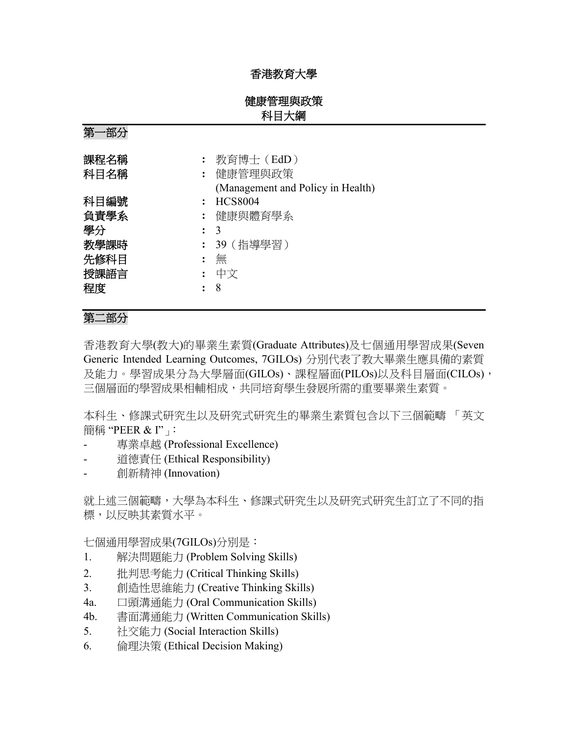# 香港教育大學

## 健康管理與政策
## 科目大綱

## 第一部分

| | | |
|---|---|---|
| **課程名稱** | : | 教育博士（EdD） |
| **科目名稱** | : | 健康管理與政策<br>(Management and Policy in Health) |
| **科目編號** | : | HCS8004 |
| **負責學系** | : | 健康與體育學系 |
| **學分** | : | 3 |
| **教學課時** | : | 39（指導學習） |
| **先修科目** | : | 無 |
| **授課語言** | : | 中文 |
| **程度** | : | 8 |

## 第二部分

香港教育大學(教大)的畢業生素質(Graduate Attributes)及七個通用學習成果(Seven Generic Intended Learning Outcomes, 7GILOs) 分別代表了教大畢業生應具備的素質及能力。學習成果分為大學層面(GILOs)、課程層面(PILOs)以及科目層面(CILOs)，三個層面的學習成果相輔相成，共同培育學生發展所需的重要畢業生素質。

本科生、修課式研究生以及研究式研究生的畢業生素質包含以下三個範疇 「英文簡稱 "PEER & I"」：

- 專業卓越 (Professional Excellence)
- 道德責任 (Ethical Responsibility)
- 創新精神 (Innovation)

就上述三個範疇，大學為本科生、修課式研究生以及研究式研究生訂立了不同的指標，以反映其素質水平。

七個通用學習成果(7GILOs)分別是：

1. 解決問題能力 (Problem Solving Skills)
2. 批判思考能力 (Critical Thinking Skills)
3. 創造性思維能力 (Creative Thinking Skills)
4a. 口頭溝通能力 (Oral Communication Skills)
4b. 書面溝通能力 (Written Communication Skills)
5. 社交能力 (Social Interaction Skills)
6. 倫理決策 (Ethical Decision Making)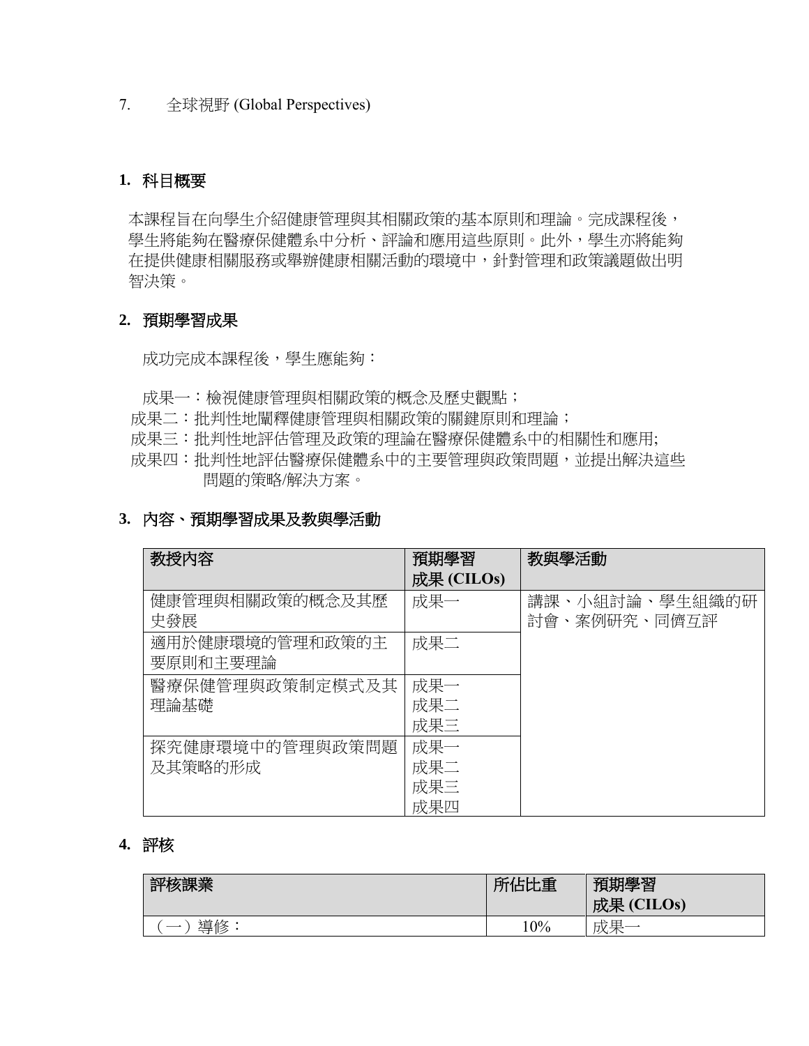7. 全球視野 (Global Perspectives)

## 1. 科目概要

本課程旨在向學生介紹健康管理與其相關政策的基本原則和理論。完成課程後，學生將能夠在醫療保健體系中分析、評論和應用這些原則。此外，學生亦將能夠在提供健康相關服務或舉辦健康相關活動的環境中，針對管理和政策議題做出明智決策。

## 2. 預期學習成果

成功完成本課程後，學生應能夠：

成果一：檢視健康管理與相關政策的概念及歷史觀點；
成果二：批判性地闡釋健康管理與相關政策的關鍵原則和理論；
成果三：批判性地評估管理及政策的理論在醫療保健體系中的相關性和應用;
成果四：批判性地評估醫療保健體系中的主要管理與政策問題，並提出解決這些問題的策略/解決方案。

## 3. 內容、預期學習成果及教與學活動

| 教授內容 | 預期學習成果 (CILOs) | 教與學活動 |
|---|---|---|
| 健康管理與相關政策的概念及其歷史發展 | 成果一 | 講課、小組討論、學生組織的研討會、案例研究、同儕互評 |
| 適用於健康環境的管理和政策的主要原則和主要理論 | 成果二 | |
| 醫療保健管理與政策制定模式及其理論基礎 | 成果一<br>成果二<br>成果三 | |
| 探究健康環境中的管理與政策問題及其策略的形成 | 成果一<br>成果二<br>成果三<br>成果四 | |

## 4. 評核

| 評核課業 | 所佔比重 | 預期學習成果 (CILOs) |
|---|---|---|
| （一）導修： | 10% | 成果一 |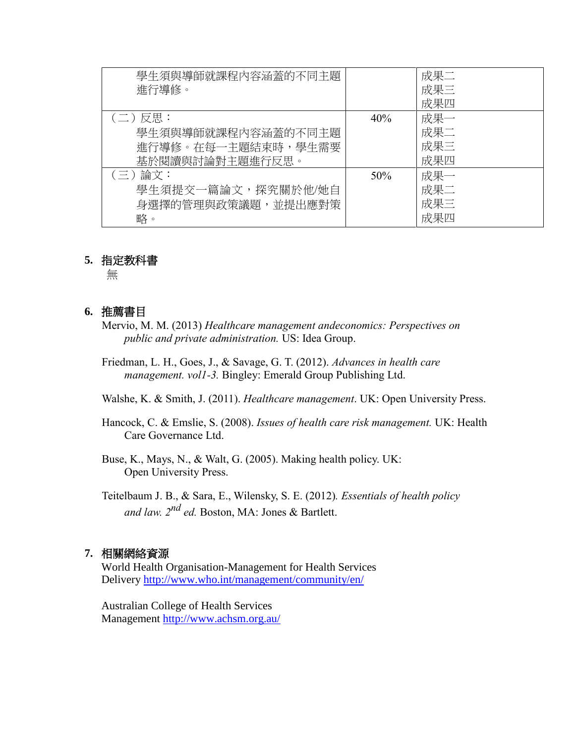| | | |
|---|---|---|
| 學生須與導師就課程內容涵蓋的不同主題進行導修。 | | 成果二<br>成果三<br>成果四 |
| （二）反思：<br>學生須與導師就課程內容涵蓋的不同主題進行導修。在每一主題結束時，學生需要基於閱讀與討論對主題進行反思。 | 40% | 成果一<br>成果二<br>成果三<br>成果四 |
| （三）論文：<br>學生須提交一篇論文，探究關於他/她自身選擇的管理與政策議題，並提出應對策略。 | 50% | 成果一<br>成果二<br>成果三<br>成果四 |

## 5. 指定教科書

無

## 6. 推薦書目

Mervio, M. M. (2013) *Healthcare management andeconomics: Perspectives on public and private administration.* US: Idea Group.

Friedman, L. H., Goes, J., & Savage, G. T. (2012). *Advances in health care management. vol1-3.* Bingley: Emerald Group Publishing Ltd.

Walshe, K. & Smith, J. (2011). *Healthcare management*. UK: Open University Press.

Hancock, C. & Emslie, S. (2008). *Issues of health care risk management.* UK: Health Care Governance Ltd.

Buse, K., Mays, N., & Walt, G. (2005). Making health policy. UK: Open University Press.

Teitelbaum J. B., & Sara, E., Wilensky, S. E. (2012). *Essentials of health policy and law. 2nd ed.* Boston, MA: Jones & Bartlett.

## 7. 相關網絡資源

World Health Organisation-Management for Health Services Delivery http://www.who.int/management/community/en/

Australian College of Health Services Management http://www.achsm.org.au/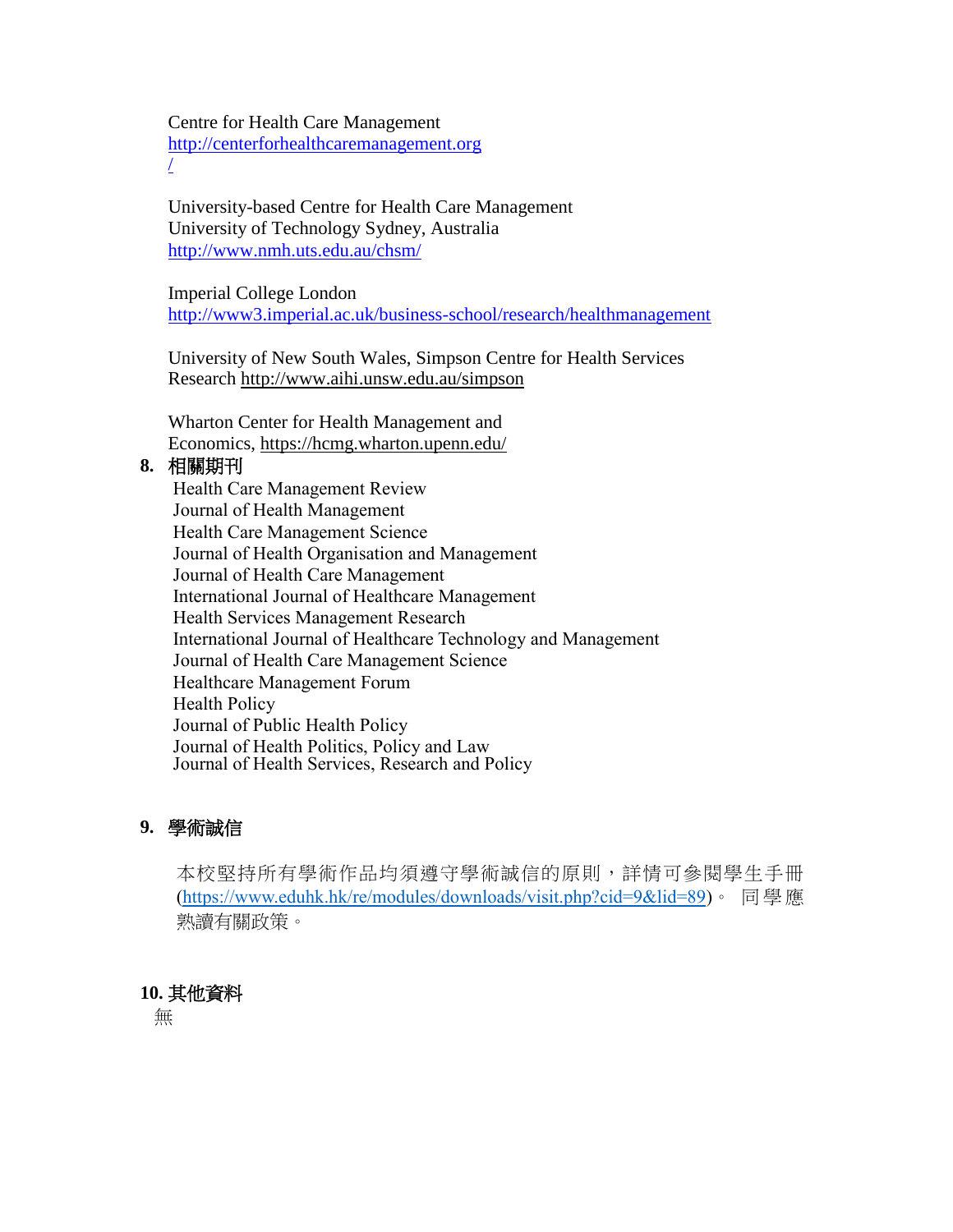Centre for Health Care Management
http://centerforhealthcaremanagement.org/

University-based Centre for Health Care Management
University of Technology Sydney, Australia
http://www.nmh.uts.edu.au/chsm/

Imperial College London
http://www3.imperial.ac.uk/business-school/research/healthmanagement

University of New South Wales, Simpson Centre for Health Services Research http://www.aihi.unsw.edu.au/simpson

Wharton Center for Health Management and Economics, https://hcmg.wharton.upenn.edu/

## 8. 相關期刊

Health Care Management Review
Journal of Health Management
Health Care Management Science
Journal of Health Organisation and Management
Journal of Health Care Management
International Journal of Healthcare Management
Health Services Management Research
International Journal of Healthcare Technology and Management
Journal of Health Care Management Science
Healthcare Management Forum
Health Policy
Journal of Public Health Policy
Journal of Health Politics, Policy and Law
Journal of Health Services, Research and Policy

## 9. 學術誠信

本校堅持所有學術作品均須遵守學術誠信的原則，詳情可參閱學生手冊 (https://www.eduhk.hk/re/modules/downloads/visit.php?cid=9&lid=89)。 同學應熟讀有關政策。

## 10. 其他資料

無